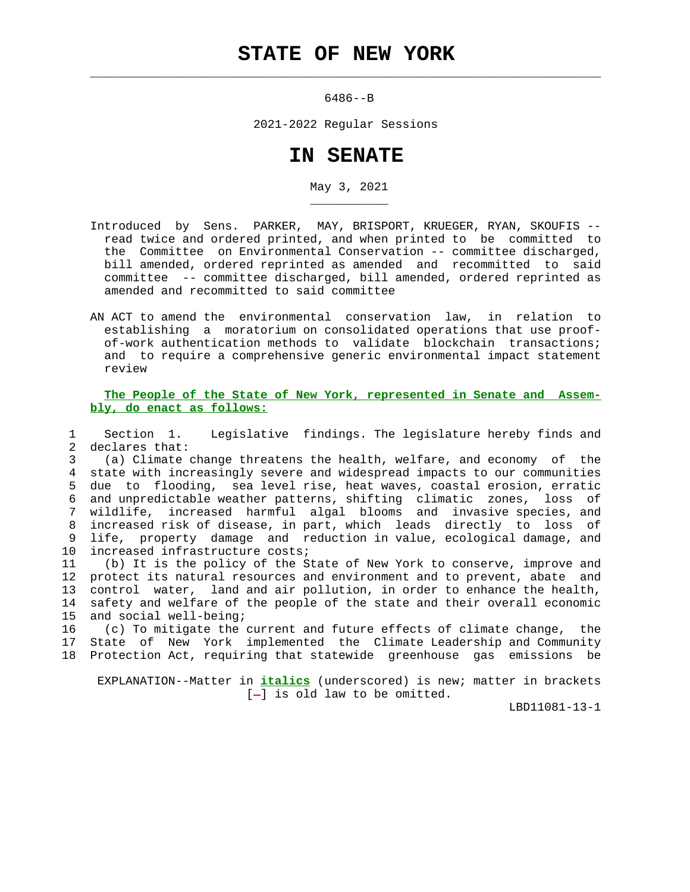# STATE OF NEW YORK

6486--B

2021-2022 Regular Sessions

# IN SENATE

May 3, 2021

Introduced by Sens. PARKER, MAY, BRISPORT, KRUEGER, RYAN, SKOUFIS -- read twice and ordered printed, and when printed to be committed to the Committee on Environmental Conservation -- committee discharged, bill amended, ordered reprinted as amended and recommitted to said committee -- committee discharged, bill amended, ordered reprinted as amended and recommitted to said committee

AN ACT to amend the environmental conservation law, in relation to establishing a moratorium on consolidated operations that use proof-of-work authentication methods to validate blockchain transactions; and to require a comprehensive generic environmental impact statement review

**The People of the State of New York, represented in Senate and Assembly, do enact as follows:**

1 Section 1. Legislative findings. The legislature hereby finds and
2 declares that:
3 (a) Climate change threatens the health, welfare, and economy of the
4 state with increasingly severe and widespread impacts to our communities
5 due to flooding, sea level rise, heat waves, coastal erosion, erratic
6 and unpredictable weather patterns, shifting climatic zones, loss of
7 wildlife, increased harmful algal blooms and invasive species, and
8 increased risk of disease, in part, which leads directly to loss of
9 life, property damage and reduction in value, ecological damage, and
10 increased infrastructure costs;
11 (b) It is the policy of the State of New York to conserve, improve and
12 protect its natural resources and environment and to prevent, abate and
13 control water, land and air pollution, in order to enhance the health,
14 safety and welfare of the people of the state and their overall economic
15 and social well-being;
16 (c) To mitigate the current and future effects of climate change, the
17 State of New York implemented the Climate Leadership and Community
18 Protection Act, requiring that statewide greenhouse gas emissions be

EXPLANATION--Matter in ***italics*** (underscored) is new; matter in brackets [-] is old law to be omitted.

LBD11081-13-1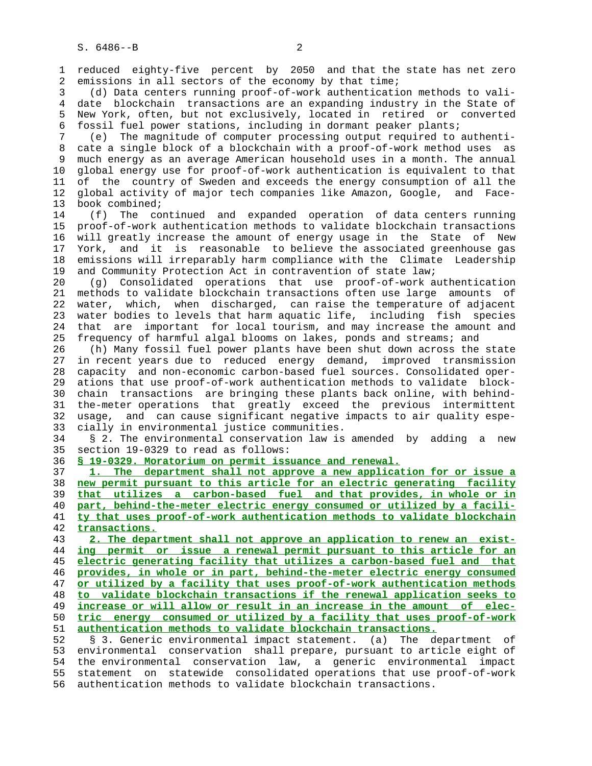reduced eighty-five percent by 2050 and that the state has net zero emissions in all sectors of the economy by that time;

(d) Data centers running proof-of-work authentication methods to validate blockchain transactions are an expanding industry in the State of New York, often, but not exclusively, located in retired or converted fossil fuel power stations, including in dormant peaker plants;

(e) The magnitude of computer processing output required to authenticate a single block of a blockchain with a proof-of-work method uses as much energy as an average American household uses in a month. The annual global energy use for proof-of-work authentication is equivalent to that of the country of Sweden and exceeds the energy consumption of all the global activity of major tech companies like Amazon, Google, and Facebook combined;

(f) The continued and expanded operation of data centers running proof-of-work authentication methods to validate blockchain transactions will greatly increase the amount of energy usage in the State of New York, and it is reasonable to believe the associated greenhouse gas emissions will irreparably harm compliance with the Climate Leadership and Community Protection Act in contravention of state law;

(g) Consolidated operations that use proof-of-work authentication methods to validate blockchain transactions often use large amounts of water, which, when discharged, can raise the temperature of adjacent water bodies to levels that harm aquatic life, including fish species that are important for local tourism, and may increase the amount and frequency of harmful algal blooms on lakes, ponds and streams; and

(h) Many fossil fuel power plants have been shut down across the state in recent years due to reduced energy demand, improved transmission capacity and non-economic carbon-based fuel sources. Consolidated operations that use proof-of-work authentication methods to validate blockchain transactions are bringing these plants back online, with behind-the-meter operations that greatly exceed the previous intermittent usage, and can cause significant negative impacts to air quality especially in environmental justice communities.

§ 2. The environmental conservation law is amended by adding a new section 19-0329 to read as follows:

§ 19-0329. Moratorium on permit issuance and renewal.

1. The department shall not approve a new application for or issue a new permit pursuant to this article for an electric generating facility that utilizes a carbon-based fuel and that provides, in whole or in part, behind-the-meter electric energy consumed or utilized by a facility that uses proof-of-work authentication methods to validate blockchain transactions.

2. The department shall not approve an application to renew an existing permit or issue a renewal permit pursuant to this article for an electric generating facility that utilizes a carbon-based fuel and that provides, in whole or in part, behind-the-meter electric energy consumed or utilized by a facility that uses proof-of-work authentication methods to validate blockchain transactions if the renewal application seeks to increase or will allow or result in an increase in the amount of electric energy consumed or utilized by a facility that uses proof-of-work authentication methods to validate blockchain transactions.

§ 3. Generic environmental impact statement. (a) The department of environmental conservation shall prepare, pursuant to article eight of the environmental conservation law, a generic environmental impact statement on statewide consolidated operations that use proof-of-work authentication methods to validate blockchain transactions.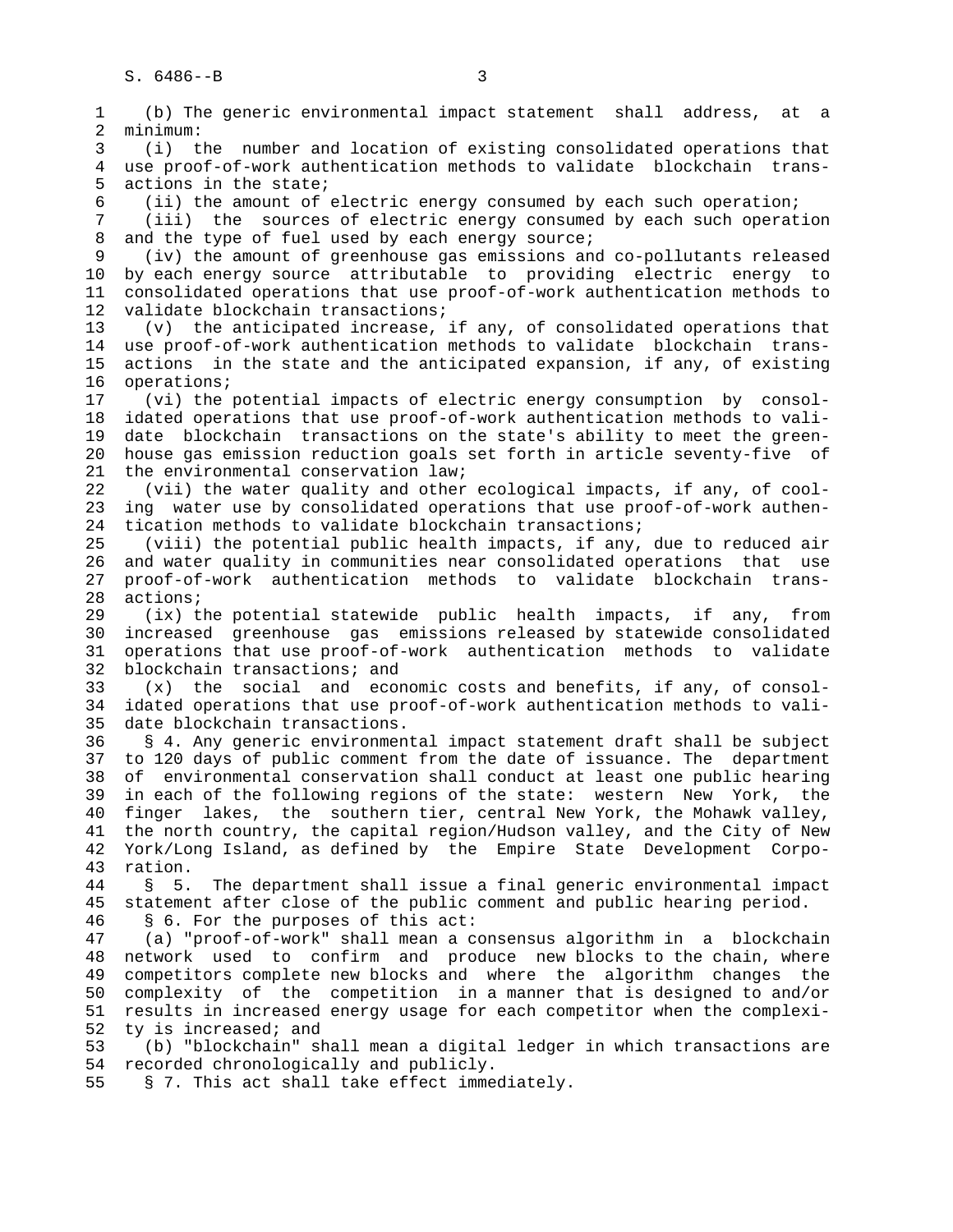(b) The generic environmental impact statement shall address, at a minimum:

(i) the number and location of existing consolidated operations that use proof-of-work authentication methods to validate blockchain transactions in the state;

(ii) the amount of electric energy consumed by each such operation;

(iii) the sources of electric energy consumed by each such operation and the type of fuel used by each energy source;

(iv) the amount of greenhouse gas emissions and co-pollutants released by each energy source attributable to providing electric energy to consolidated operations that use proof-of-work authentication methods to validate blockchain transactions;

(v) the anticipated increase, if any, of consolidated operations that use proof-of-work authentication methods to validate blockchain transactions in the state and the anticipated expansion, if any, of existing operations;

(vi) the potential impacts of electric energy consumption by consolidated operations that use proof-of-work authentication methods to validate blockchain transactions on the state's ability to meet the greenhouse gas emission reduction goals set forth in article seventy-five of the environmental conservation law;

(vii) the water quality and other ecological impacts, if any, of cooling water use by consolidated operations that use proof-of-work authentication methods to validate blockchain transactions;

(viii) the potential public health impacts, if any, due to reduced air and water quality in communities near consolidated operations that use proof-of-work authentication methods to validate blockchain transactions;

(ix) the potential statewide public health impacts, if any, from increased greenhouse gas emissions released by statewide consolidated operations that use proof-of-work authentication methods to validate blockchain transactions; and

(x) the social and economic costs and benefits, if any, of consolidated operations that use proof-of-work authentication methods to validate blockchain transactions.

§ 4. Any generic environmental impact statement draft shall be subject to 120 days of public comment from the date of issuance. The department of environmental conservation shall conduct at least one public hearing in each of the following regions of the state: western New York, the finger lakes, the southern tier, central New York, the Mohawk valley, the north country, the capital region/Hudson valley, and the City of New York/Long Island, as defined by the Empire State Development Corporation.

§ 5. The department shall issue a final generic environmental impact statement after close of the public comment and public hearing period.

§ 6. For the purposes of this act:

(a) "proof-of-work" shall mean a consensus algorithm in a blockchain network used to confirm and produce new blocks to the chain, where competitors complete new blocks and where the algorithm changes the complexity of the competition in a manner that is designed to and/or results in increased energy usage for each competitor when the complexity is increased; and

(b) "blockchain" shall mean a digital ledger in which transactions are recorded chronologically and publicly.

§ 7. This act shall take effect immediately.